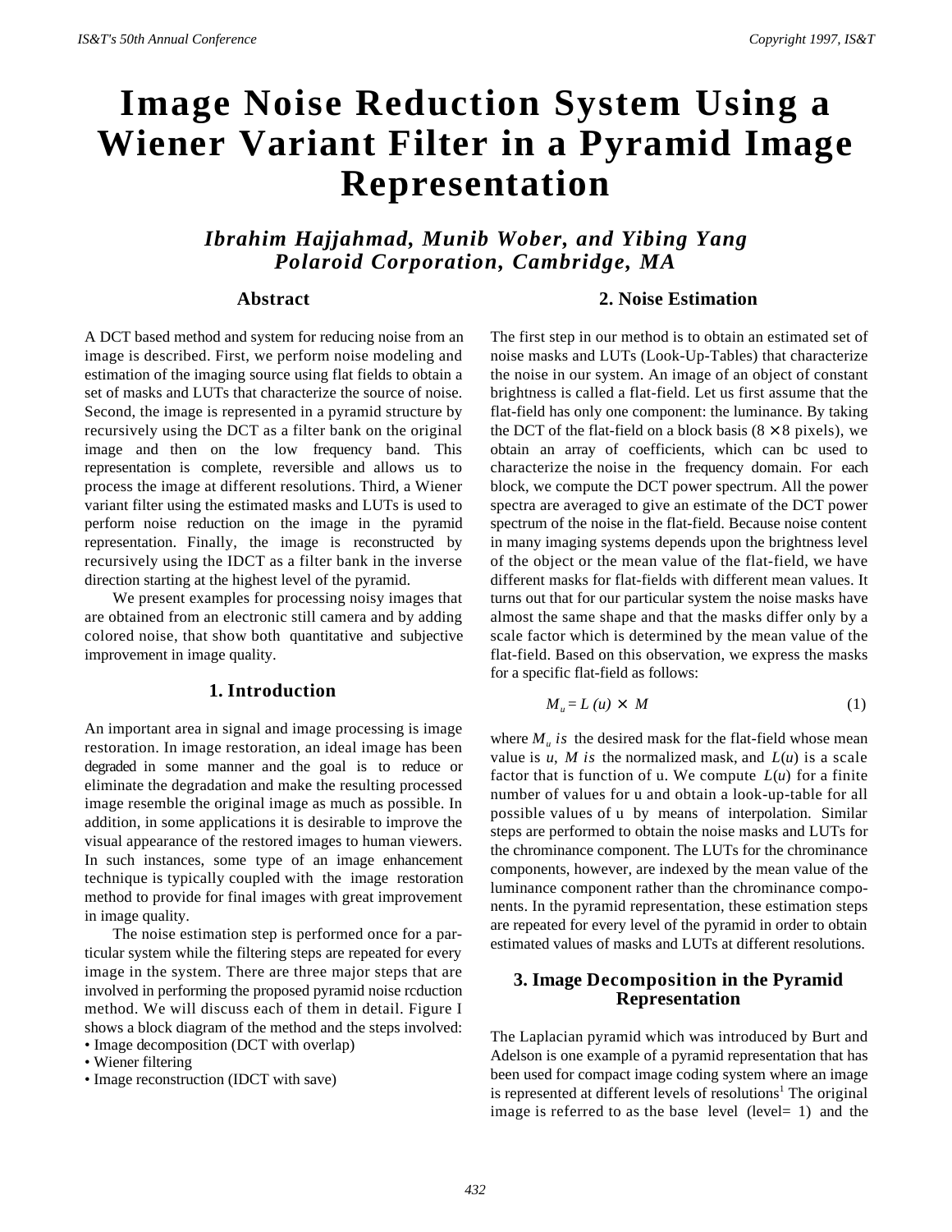# Image Noise Reduction System Using a Wiener Variant Filter in a Pyramid Image Representation

***Ibrahim Hajjahmad, Munib Wober, and Yibing Yang***
***Polaroid Corporation, Cambridge, MA***

## Abstract

A DCT based method and system for reducing noise from an image is described. First, we perform noise modeling and estimation of the imaging source using flat fields to obtain a set of masks and LUTs that characterize the source of noise. Second, the image is represented in a pyramid structure by recursively using the DCT as a filter bank on the original image and then on the low frequency band. This representation is complete, reversible and allows us to process the image at different resolutions. Third, a Wiener variant filter using the estimated masks and LUTs is used to perform noise reduction on the image in the pyramid representation. Finally, the image is reconstructed by recursively using the IDCT as a filter bank in the inverse direction starting at the highest level of the pyramid.

We present examples for processing noisy images that are obtained from an electronic still camera and by adding colored noise, that show both quantitative and subjective improvement in image quality.

## 1. Introduction

An important area in signal and image processing is image restoration. In image restoration, an ideal image has been degraded in some manner and the goal is to reduce or eliminate the degradation and make the resulting processed image resemble the original image as much as possible. In addition, in some applications it is desirable to improve the visual appearance of the restored images to human viewers. In such instances, some type of an image enhancement technique is typically coupled with the image restoration method to provide for final images with great improvement in image quality.

The noise estimation step is performed once for a particular system while the filtering steps are repeated for every image in the system. There are three major steps that are involved in performing the proposed pyramid noise rcduction method. We will discuss each of them in detail. Figure I shows a block diagram of the method and the steps involved:

- Image decomposition (DCT with overlap)
- Wiener filtering
- Image reconstruction (IDCT with save)

## 2. Noise Estimation

The first step in our method is to obtain an estimated set of noise masks and LUTs (Look-Up-Tables) that characterize the noise in our system. An image of an object of constant brightness is called a flat-field. Let us first assume that the flat-field has only one component: the luminance. By taking the DCT of the flat-field on a block basis ($8 \times 8$ pixels), we obtain an array of coefficients, which can bc used to characterize the noise in the frequency domain. For each block, we compute the DCT power spectrum. All the power spectra are averaged to give an estimate of the DCT power spectrum of the noise in the flat-field. Because noise content in many imaging systems depends upon the brightness level of the object or the mean value of the flat-field, we have different masks for flat-fields with different mean values. It turns out that for our particular system the noise masks have almost the same shape and that the masks differ only by a scale factor which is determined by the mean value of the flat-field. Based on this observation, we express the masks for a specific flat-field as follows:

$$M_u = L(u) \times M \tag{1}$$

where $M_u$ *is* the desired mask for the flat-field whose mean value is *u*, *M is* the normalized mask, and $L(u)$ is a scale factor that is function of u. We compute $L(u)$ for a finite number of values for u and obtain a look-up-table for all possible values of u by means of interpolation. Similar steps are performed to obtain the noise masks and LUTs for the chrominance component. The LUTs for the chrominance components, however, are indexed by the mean value of the luminance component rather than the chrominance components. In the pyramid representation, these estimation steps are repeated for every level of the pyramid in order to obtain estimated values of masks and LUTs at different resolutions.

## 3. Image Decomposition in the Pyramid Representation

The Laplacian pyramid which was introduced by Burt and Adelson is one example of a pyramid representation that has been used for compact image coding system where an image is represented at different levels of resolutions[1] The original image is referred to as the base level (level= 1) and the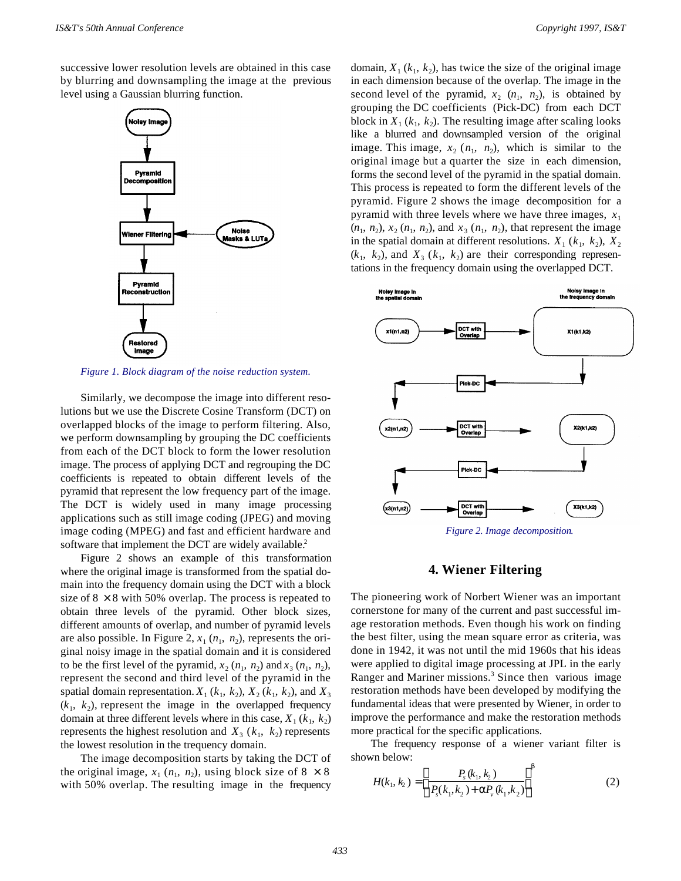successive lower resolution levels are obtained in this case by blurring and downsampling the image at the previous level using a Gaussian blurring function.

*Figure 1. Block diagram of the noise reduction system.*

Similarly, we decompose the image into different resolutions but we use the Discrete Cosine Transform (DCT) on overlapped blocks of the image to perform filtering. Also, we perform downsampling by grouping the DC coefficients from each of the DCT block to form the lower resolution image. The process of applying DCT and regrouping the DC coefficients is repeated to obtain different levels of the pyramid that represent the low frequency part of the image. The DCT is widely used in many image processing applications such as still image coding (JPEG) and moving image coding (MPEG) and fast and efficient hardware and software that implement the DCT are widely available.[2]

Figure 2 shows an example of this transformation where the original image is transformed from the spatial domain into the frequency domain using the DCT with a block size of $8 \times 8$ with 50% overlap. The process is repeated to obtain three levels of the pyramid. Other block sizes, different amounts of overlap, and number of pyramid levels are also possible. In Figure 2, $x_1(n_1, n_2)$, represents the original noisy image in the spatial domain and it is considered to be the first level of the pyramid, $x_2(n_1, n_2)$ and $x_3(n_1, n_2)$, represent the second and third level of the pyramid in the spatial domain representation. $X_1(k_1, k_2)$, $X_2(k_1, k_2)$, and $X_3(k_1, k_2)$, represent the image in the overlapped frequency domain at three different levels where in this case, $X_1(k_1, k_2)$ represents the highest resolution and $X_3(k_1, k_2)$ represents the lowest resolution in the trequency domain.

The image decomposition starts by taking the DCT of the original image, $x_1(n_1, n_2)$, using block size of $8 \times 8$ with 50% overlap. The resulting image in the frequency domain, $X_1(k_1, k_2)$, has twice the size of the original image in each dimension because of the overlap. The image in the second level of the pyramid, $x_2(n_1, n_2)$, is obtained by grouping the DC coefficients (Pick-DC) from each DCT block in $X_1(k_1, k_2)$. The resulting image after scaling looks like a blurred and downsampled version of the original image. This image, $x_2(n_1, n_2)$, which is similar to the original image but a quarter the size in each dimension, forms the second level of the pyramid in the spatial domain. This process is repeated to form the different levels of the pyramid. Figure 2 shows the image decomposition for a pyramid with three levels where we have three images, $x_1(n_1, n_2)$, $x_2(n_1, n_2)$, and $x_3(n_1, n_2)$, that represent the image in the spatial domain at different resolutions. $X_1(k_1, k_2)$, $X_2(k_1, k_2)$, and $X_3(k_1, k_2)$ are their corresponding representations in the frequency domain using the overlapped DCT.

*Figure 2. Image decomposition.*

## 4. Wiener Filtering

The pioneering work of Norbert Wiener was an important cornerstone for many of the current and past successful image restoration methods. Even though his work on finding the best filter, using the mean square error as criteria, was done in 1942, it was not until the mid 1960s that his ideas were applied to digital image processing at JPL in the early Ranger and Mariner missions.[3] Since then various image restoration methods have been developed by modifying the fundamental ideas that were presented by Wiener, in order to improve the performance and make the restoration methods more practical for the specific applications.

The frequency response of a wiener variant filter is shown below:

$$H(k_1, k_2) = \left[ \frac{P_s(k_1, k_2)}{P_s(k_1, k_2) + \alpha P_v(k_1, k_2)} \right]^{\beta} \tag{2}$$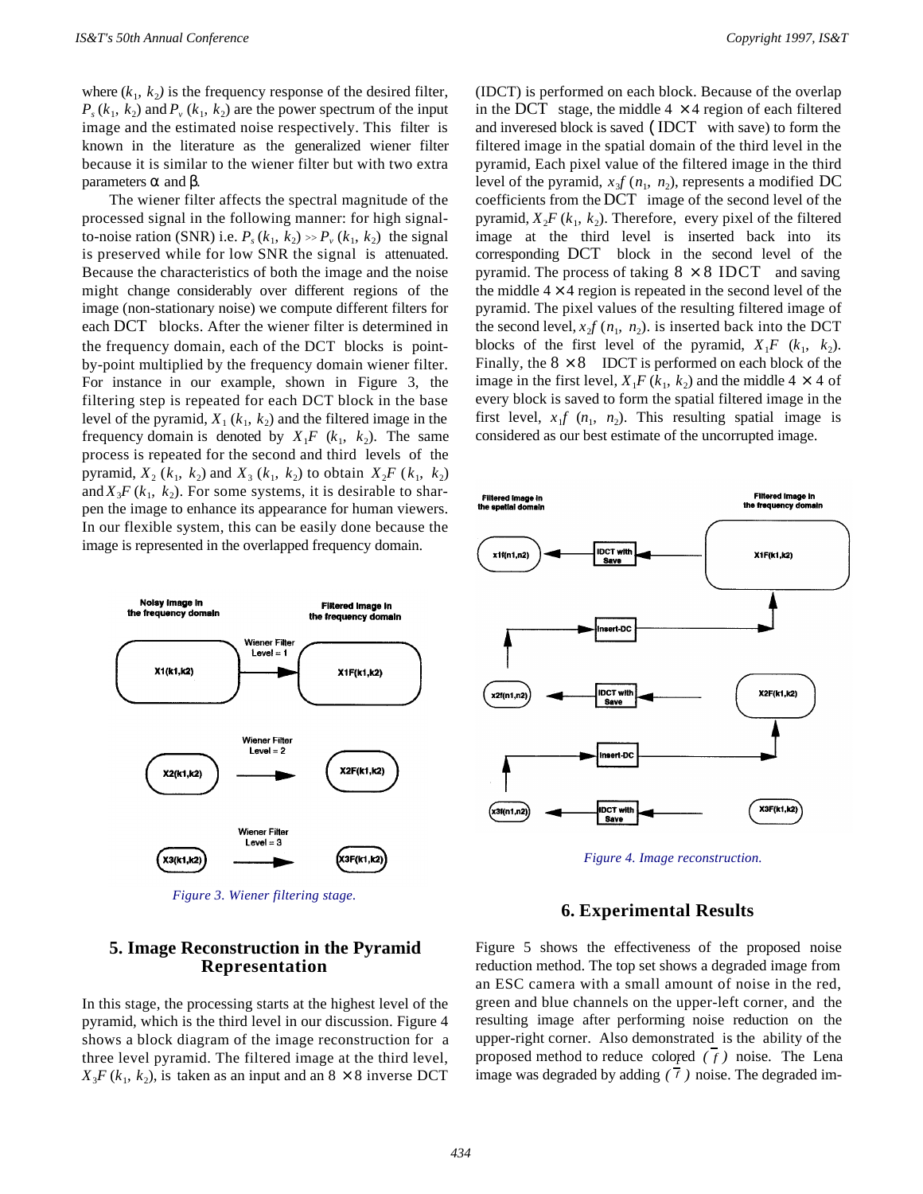where $(k_1, k_2)$ is the frequency response of the desired filter, $P_s(k_1, k_2)$ and $P_v(k_1, k_2)$ are the power spectrum of the input image and the estimated noise respectively. This filter is known in the literature as the generalized wiener filter because it is similar to the wiener filter but with two extra parameters α and β.

The wiener filter affects the spectral magnitude of the processed signal in the following manner: for high signal-to-noise ration (SNR) i.e. $P_s(k_1, k_2) \gg P_v(k_1, k_2)$ the signal is preserved while for low SNR the signal is attenuated. Because the characteristics of both the image and the noise might change considerably over different regions of the image (non-stationary noise) we compute different filters for each DCT blocks. After the wiener filter is determined in the frequency domain, each of the DCT blocks is point-by-point multiplied by the frequency domain wiener filter. For instance in our example, shown in Figure 3, the filtering step is repeated for each DCT block in the base level of the pyramid, $X_1(k_1, k_2)$ and the filtered image in the frequency domain is denoted by $X_1F(k_1, k_2)$. The same process is repeated for the second and third levels of the pyramid, $X_2(k_1, k_2)$ and $X_3(k_1, k_2)$ to obtain $X_2F(k_1, k_2)$ and $X_3F(k_1, k_2)$. For some systems, it is desirable to sharpen the image to enhance its appearance for human viewers. In our flexible system, this can be easily done because the image is represented in the overlapped frequency domain.

Noisy Image in the frequency domain | Filtered Image in the frequency domain

X1(k1,k2) → Wiener Filter Level = 1 → X1F(k1,k2)

X2(k1,k2) → Wiener Filter Level = 2 → X2F(k1,k2)

X3(k1,k2) → Wiener Filter Level = 3 → X3F(k1,k2)

*Figure 3. Wiener filtering stage.*

## 5. Image Reconstruction in the Pyramid Representation

In this stage, the processing starts at the highest level of the pyramid, which is the third level in our discussion. Figure 4 shows a block diagram of the image reconstruction for a three level pyramid. The filtered image at the third level, $X_3F(k_1, k_2)$, is taken as an input and an $8 \times 8$ inverse DCT (IDCT) is performed on each block. Because of the overlap in the DCT stage, the middle $4 \times 4$ region of each filtered and inveresed block is saved (IDCT with save) to form the filtered image in the spatial domain of the third level in the pyramid, Each pixel value of the filtered image in the third level of the pyramid, $x_3f(n_1, n_2)$, represents a modified DC coefficients from the DCT image of the second level of the pyramid, $X_2F(k_1, k_2)$. Therefore, every pixel of the filtered image at the third level is inserted back into its corresponding DCT block in the second level of the pyramid. The process of taking $8 \times 8$ IDCT and saving the middle $4 \times 4$ region is repeated in the second level of the pyramid. The pixel values of the resulting filtered image of the second level, $x_2f(n_1, n_2)$. is inserted back into the DCT blocks of the first level of the pyramid, $X_1F(k_1, k_2)$. Finally, the $8 \times 8$ IDCT is performed on each block of the image in the first level, $X_1F(k_1, k_2)$ and the middle $4 \times 4$ of every block is saved to form the spatial filtered image in the first level, $x_1f(n_1, n_2)$. This resulting spatial image is considered as our best estimate of the uncorrupted image.

Filtered Image in the spatial domain | Filtered Image in the frequency domain

x1f(n1,n2) ← IDCT with Save ← X1F(k1,k2)

Insert-DC

x2f(n1,n2) ← IDCT with Save ← X2F(k1,k2)

Insert-DC

x3f(n1,n2) ← IDCT with Save ← X3F(k1,k2)

*Figure 4. Image reconstruction.*

## 6. Experimental Results

Figure 5 shows the effectiveness of the proposed noise reduction method. The top set shows a degraded image from an ESC camera with a small amount of noise in the red, green and blue channels on the upper-left corner, and the resulting image after performing noise reduction on the upper-right corner. Also demonstrated is the ability of the proposed method to reduce colored $(\bar{f})$ noise. The Lena image was degraded by adding $(\bar{f})$ noise. The degraded im-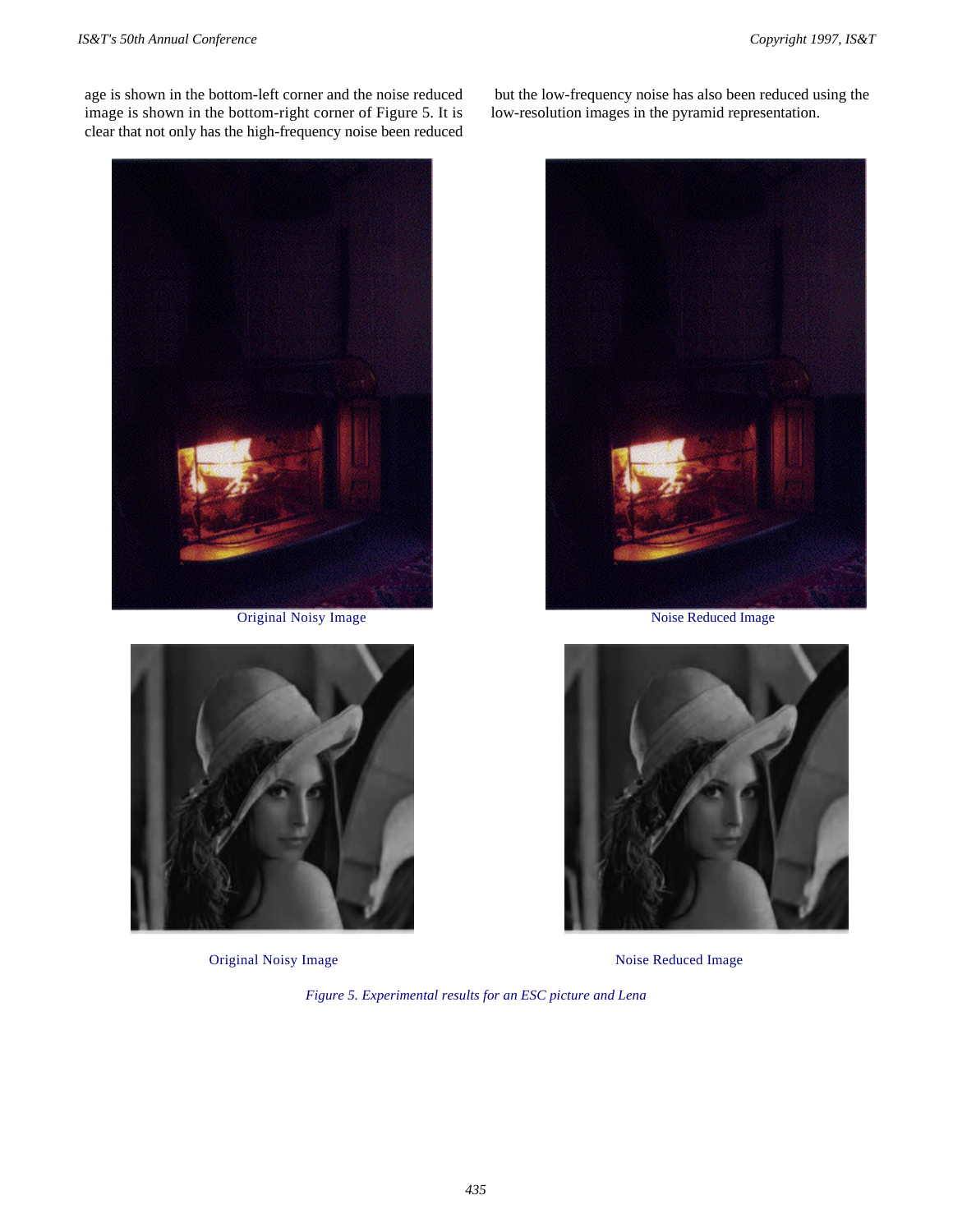age is shown in the bottom-left corner and the noise reduced image is shown in the bottom-right corner of Figure 5. It is clear that not only has the high-frequency noise been reduced but the low-frequency noise has also been reduced using the low-resolution images in the pyramid representation.

Original Noisy Image

Noise Reduced Image

Original Noisy Image

Noise Reduced Image

*Figure 5. Experimental results for an ESC picture and Lena*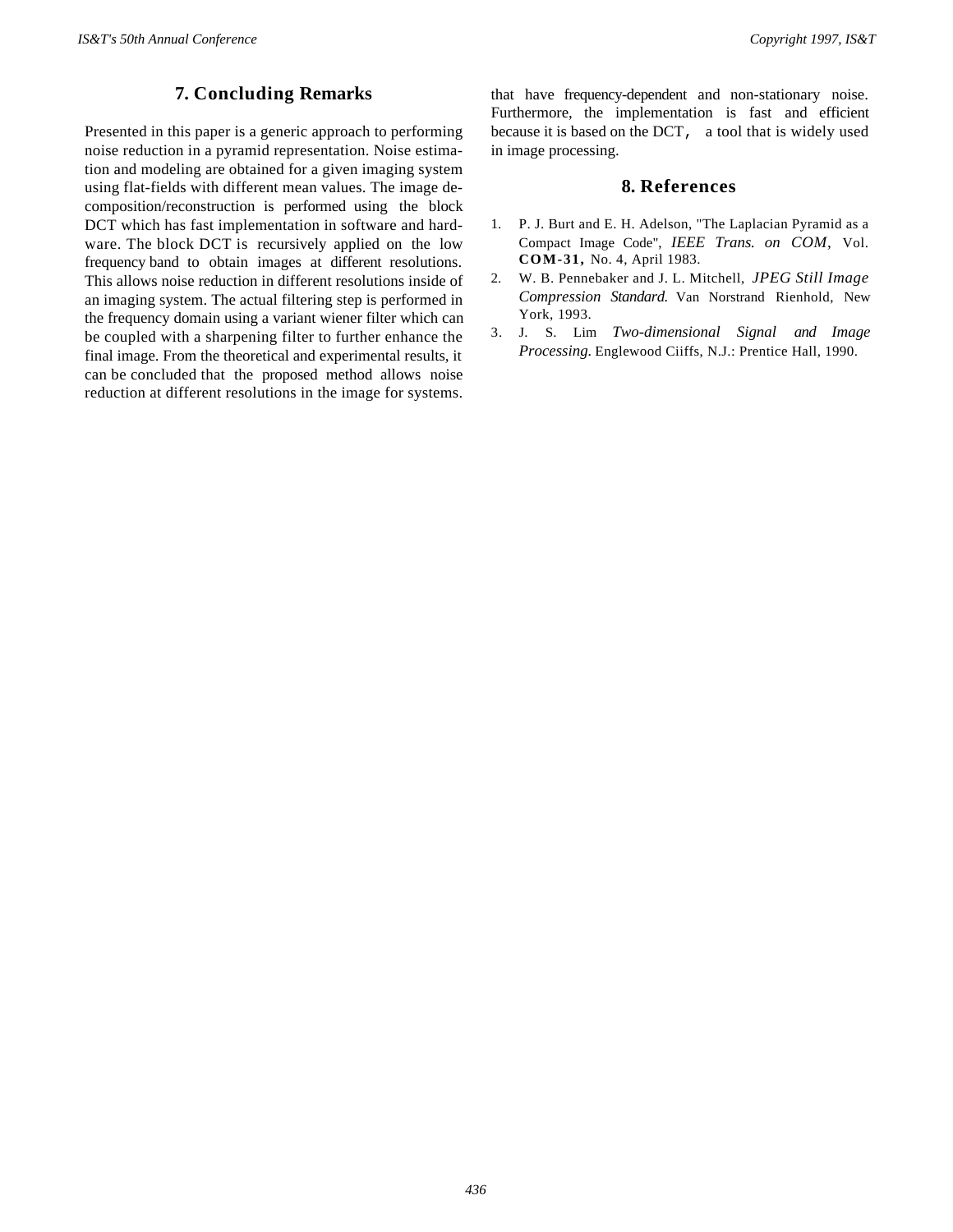## 7. Concluding Remarks

Presented in this paper is a generic approach to performing noise reduction in a pyramid representation. Noise estimation and modeling are obtained for a given imaging system using flat-fields with different mean values. The image decomposition/reconstruction is performed using the block DCT which has fast implementation in software and hardware. The block DCT is recursively applied on the low frequency band to obtain images at different resolutions. This allows noise reduction in different resolutions inside of an imaging system. The actual filtering step is performed in the frequency domain using a variant wiener filter which can be coupled with a sharpening filter to further enhance the final image. From the theoretical and experimental results, it can be concluded that the proposed method allows noise reduction at different resolutions in the image for systems that have frequency-dependent and non-stationary noise. Furthermore, the implementation is fast and efficient because it is based on the DCT, a tool that is widely used in image processing.

## 8. References

1. P. J. Burt and E. H. Adelson, "The Laplacian Pyramid as a Compact Image Code", *IEEE Trans. on COM*, Vol. **COM-31,** No. 4, April 1983.
2. W. B. Pennebaker and J. L. Mitchell, *JPEG Still Image Compression Standard.* Van Norstrand Rienhold, New York, 1993.
3. J. S. Lim *Two-dimensional Signal and Image Processing.* Englewood Ciiffs, N.J.: Prentice Hall, 1990.